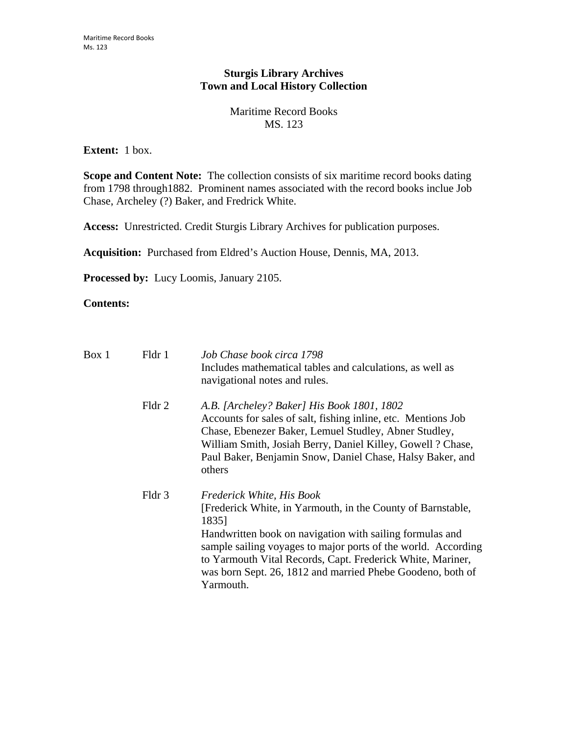**Sturgis Library Archives**
**Town and Local History Collection**

Maritime Record Books
MS. 123

**Extent:** 1 box.

**Scope and Content Note:** The collection consists of six maritime record books dating from 1798 through1882. Prominent names associated with the record books inclue Job Chase, Archeley (?) Baker, and Fredrick White.

**Access:** Unrestricted. Credit Sturgis Library Archives for publication purposes.

**Acquisition:** Purchased from Eldred's Auction House, Dennis, MA, 2013.

**Processed by:** Lucy Loomis, January 2105.

**Contents:**

| Box | Folder | Description |
| --- | --- | --- |
| Box 1 | Fldr 1 | *Job Chase book circa 1798* Includes mathematical tables and calculations, as well as navigational notes and rules. |
| | Fldr 2 | *A.B. [Archeley? Baker] His Book 1801, 1802* Accounts for sales of salt, fishing inline, etc. Mentions Job Chase, Ebenezer Baker, Lemuel Studley, Abner Studley, William Smith, Josiah Berry, Daniel Killey, Gowell ? Chase, Paul Baker, Benjamin Snow, Daniel Chase, Halsy Baker, and others |
| | Fldr 3 | *Frederick White, His Book* [Frederick White, in Yarmouth, in the County of Barnstable, 1835] Handwritten book on navigation with sailing formulas and sample sailing voyages to major ports of the world. According to Yarmouth Vital Records, Capt. Frederick White, Mariner, was born Sept. 26, 1812 and married Phebe Goodeno, both of Yarmouth. |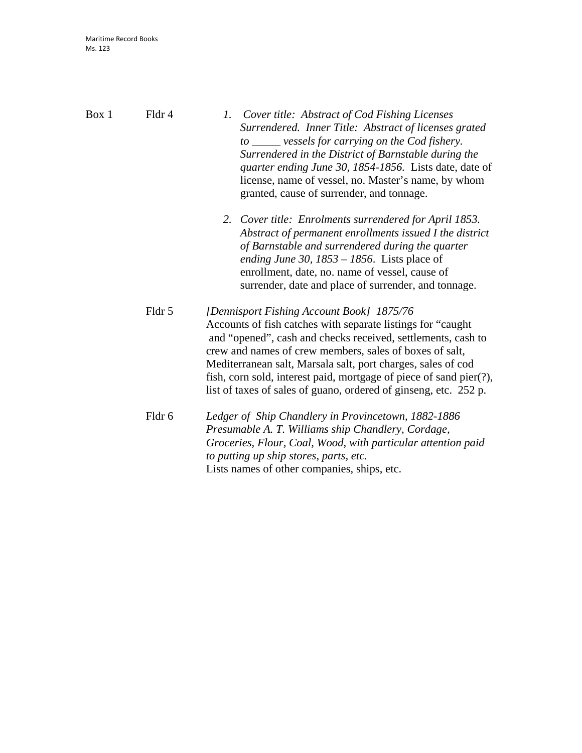Box 1 Fldr 4

1. *Cover title: Abstract of Cod Fishing Licenses Surrendered. Inner Title: Abstract of licenses grated to _____ vessels for carrying on the Cod fishery. Surrendered in the District of Barnstable during the quarter ending June 30, 1854-1856.* Lists date, date of license, name of vessel, no. Master's name, by whom granted, cause of surrender, and tonnage.

2. *Cover title: Enrolments surrendered for April 1853. Abstract of permanent enrollments issued I the district of Barnstable and surrendered during the quarter ending June 30, 1853 – 1856*. Lists place of enrollment, date, no. name of vessel, cause of surrender, date and place of surrender, and tonnage.

Fldr 5

*[Dennisport Fishing Account Book] 1875/76*
Accounts of fish catches with separate listings for "caught and "opened", cash and checks received, settlements, cash to crew and names of crew members, sales of boxes of salt, Mediterranean salt, Marsala salt, port charges, sales of cod fish, corn sold, interest paid, mortgage of piece of sand pier(?), list of taxes of sales of guano, ordered of ginseng, etc. 252 p.

Fldr 6

*Ledger of Ship Chandlery in Provincetown, 1882-1886 Presumable A. T. Williams ship Chandlery, Cordage, Groceries, Flour, Coal, Wood, with particular attention paid to putting up ship stores, parts, etc.*
Lists names of other companies, ships, etc.